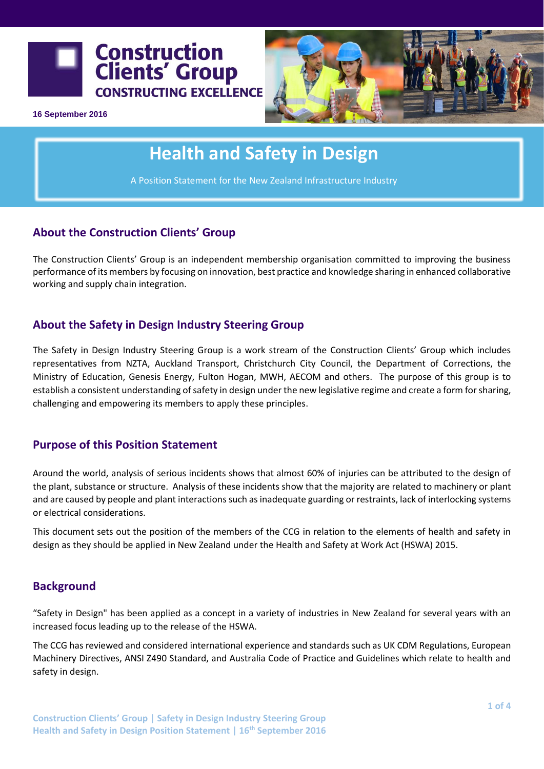Construction Clients' Group
CONSTRUCTING EXCELLENCE

16 September 2016

# Health and Safety in Design

A Position Statement for the New Zealand Infrastructure Industry

## About the Construction Clients' Group

The Construction Clients' Group is an independent membership organisation committed to improving the business performance of its members by focusing on innovation, best practice and knowledge sharing in enhanced collaborative working and supply chain integration.

## About the Safety in Design Industry Steering Group

The Safety in Design Industry Steering Group is a work stream of the Construction Clients' Group which includes representatives from NZTA, Auckland Transport, Christchurch City Council, the Department of Corrections, the Ministry of Education, Genesis Energy, Fulton Hogan, MWH, AECOM and others. The purpose of this group is to establish a consistent understanding of safety in design under the new legislative regime and create a form for sharing, challenging and empowering its members to apply these principles.

## Purpose of this Position Statement

Around the world, analysis of serious incidents shows that almost 60% of injuries can be attributed to the design of the plant, substance or structure. Analysis of these incidents show that the majority are related to machinery or plant and are caused by people and plant interactions such as inadequate guarding or restraints, lack of interlocking systems or electrical considerations.

This document sets out the position of the members of the CCG in relation to the elements of health and safety in design as they should be applied in New Zealand under the Health and Safety at Work Act (HSWA) 2015.

## Background

"Safety in Design" has been applied as a concept in a variety of industries in New Zealand for several years with an increased focus leading up to the release of the HSWA.

The CCG has reviewed and considered international experience and standards such as UK CDM Regulations, European Machinery Directives, ANSI Z490 Standard, and Australia Code of Practice and Guidelines which relate to health and safety in design.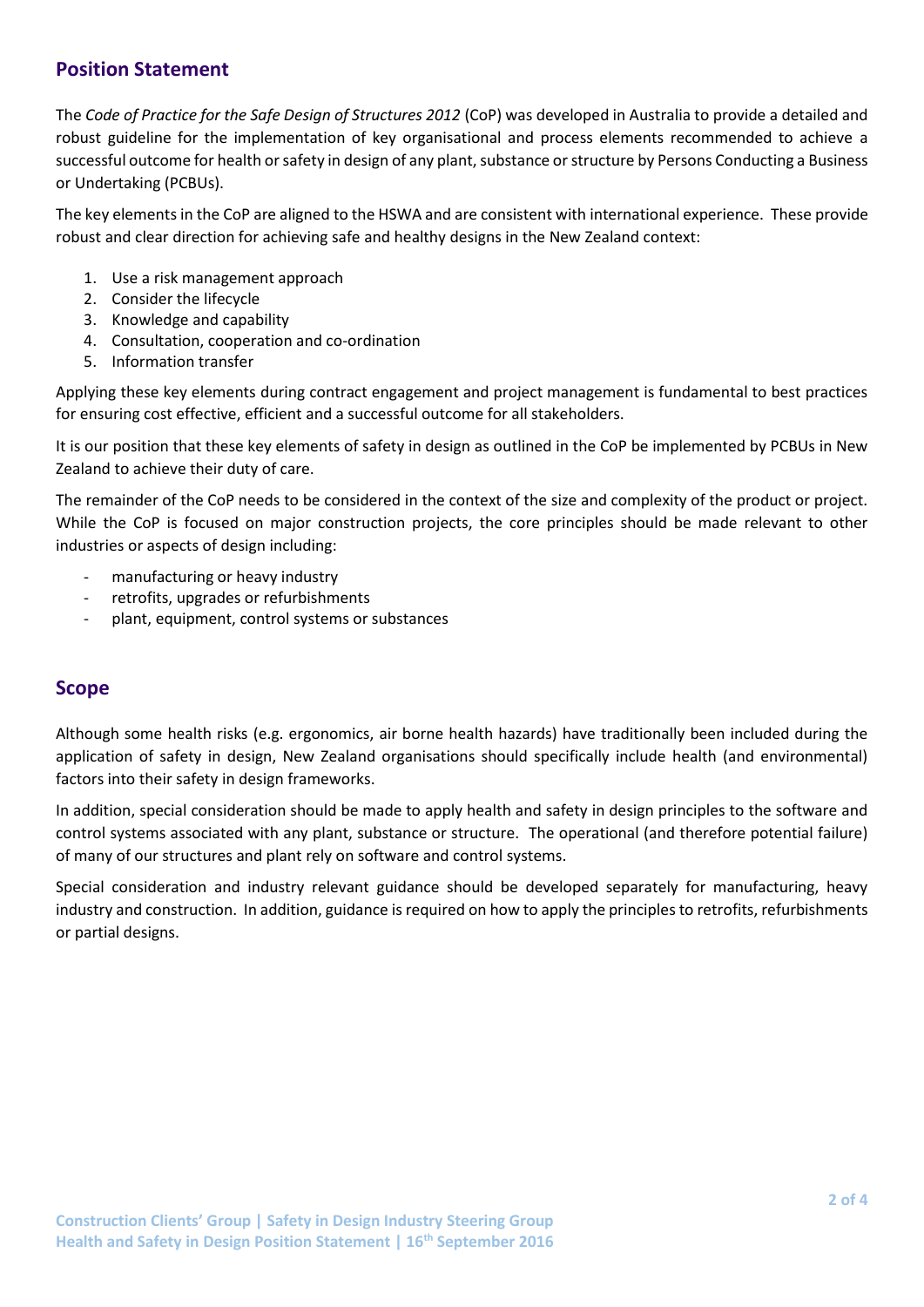## Position Statement

The *Code of Practice for the Safe Design of Structures 2012* (CoP) was developed in Australia to provide a detailed and robust guideline for the implementation of key organisational and process elements recommended to achieve a successful outcome for health or safety in design of any plant, substance or structure by Persons Conducting a Business or Undertaking (PCBUs).

The key elements in the CoP are aligned to the HSWA and are consistent with international experience. These provide robust and clear direction for achieving safe and healthy designs in the New Zealand context:

1. Use a risk management approach
2. Consider the lifecycle
3. Knowledge and capability
4. Consultation, cooperation and co-ordination
5. Information transfer

Applying these key elements during contract engagement and project management is fundamental to best practices for ensuring cost effective, efficient and a successful outcome for all stakeholders.

It is our position that these key elements of safety in design as outlined in the CoP be implemented by PCBUs in New Zealand to achieve their duty of care.

The remainder of the CoP needs to be considered in the context of the size and complexity of the product or project. While the CoP is focused on major construction projects, the core principles should be made relevant to other industries or aspects of design including:

- manufacturing or heavy industry
- retrofits, upgrades or refurbishments
- plant, equipment, control systems or substances

## Scope

Although some health risks (e.g. ergonomics, air borne health hazards) have traditionally been included during the application of safety in design, New Zealand organisations should specifically include health (and environmental) factors into their safety in design frameworks.

In addition, special consideration should be made to apply health and safety in design principles to the software and control systems associated with any plant, substance or structure. The operational (and therefore potential failure) of many of our structures and plant rely on software and control systems.

Special consideration and industry relevant guidance should be developed separately for manufacturing, heavy industry and construction. In addition, guidance is required on how to apply the principles to retrofits, refurbishments or partial designs.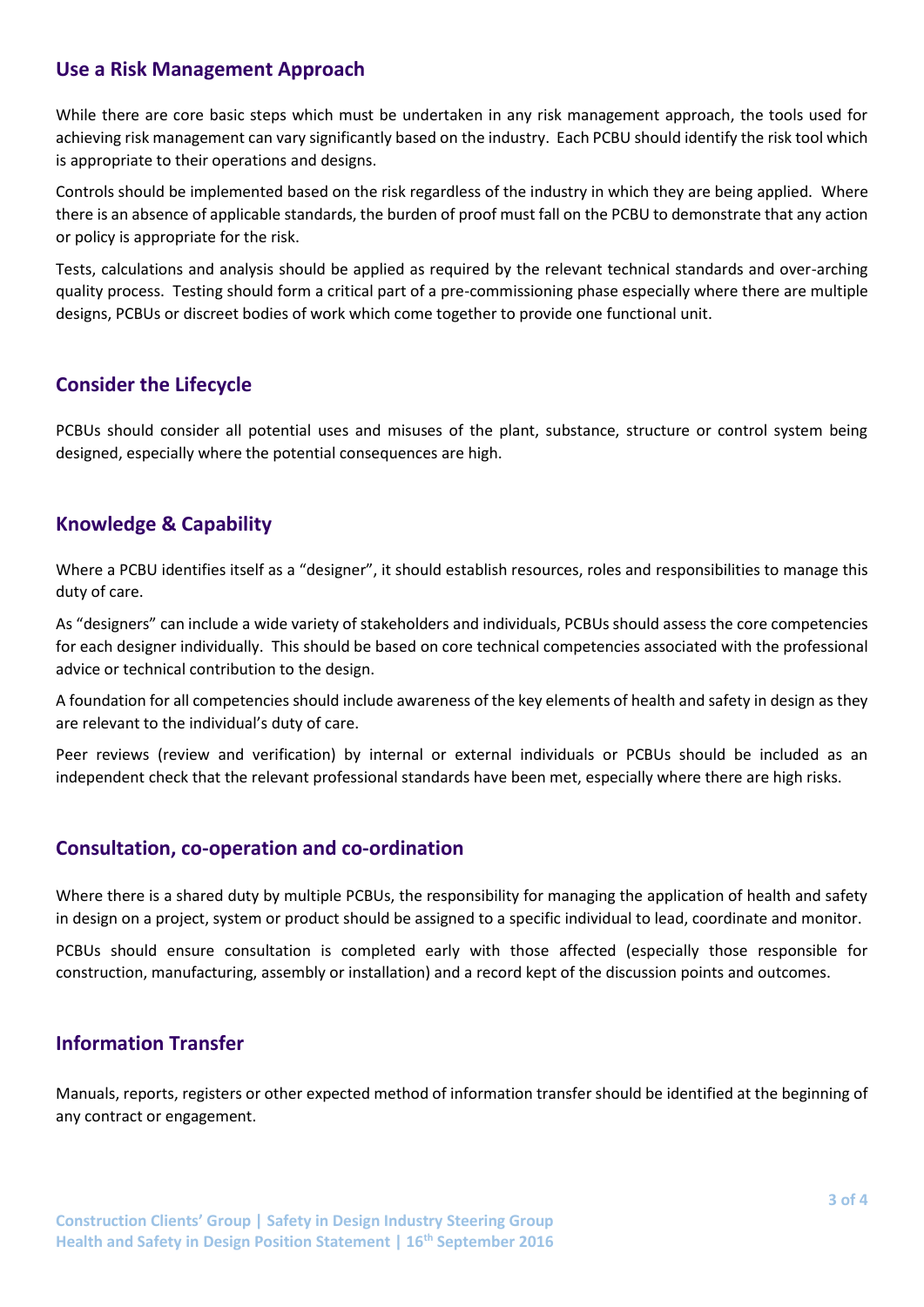## Use a Risk Management Approach

While there are core basic steps which must be undertaken in any risk management approach, the tools used for achieving risk management can vary significantly based on the industry. Each PCBU should identify the risk tool which is appropriate to their operations and designs.

Controls should be implemented based on the risk regardless of the industry in which they are being applied. Where there is an absence of applicable standards, the burden of proof must fall on the PCBU to demonstrate that any action or policy is appropriate for the risk.

Tests, calculations and analysis should be applied as required by the relevant technical standards and over-arching quality process. Testing should form a critical part of a pre-commissioning phase especially where there are multiple designs, PCBUs or discreet bodies of work which come together to provide one functional unit.

## Consider the Lifecycle

PCBUs should consider all potential uses and misuses of the plant, substance, structure or control system being designed, especially where the potential consequences are high.

## Knowledge & Capability

Where a PCBU identifies itself as a "designer", it should establish resources, roles and responsibilities to manage this duty of care.

As "designers" can include a wide variety of stakeholders and individuals, PCBUs should assess the core competencies for each designer individually. This should be based on core technical competencies associated with the professional advice or technical contribution to the design.

A foundation for all competencies should include awareness of the key elements of health and safety in design as they are relevant to the individual's duty of care.

Peer reviews (review and verification) by internal or external individuals or PCBUs should be included as an independent check that the relevant professional standards have been met, especially where there are high risks.

## Consultation, co-operation and co-ordination

Where there is a shared duty by multiple PCBUs, the responsibility for managing the application of health and safety in design on a project, system or product should be assigned to a specific individual to lead, coordinate and monitor.

PCBUs should ensure consultation is completed early with those affected (especially those responsible for construction, manufacturing, assembly or installation) and a record kept of the discussion points and outcomes.

## Information Transfer

Manuals, reports, registers or other expected method of information transfer should be identified at the beginning of any contract or engagement.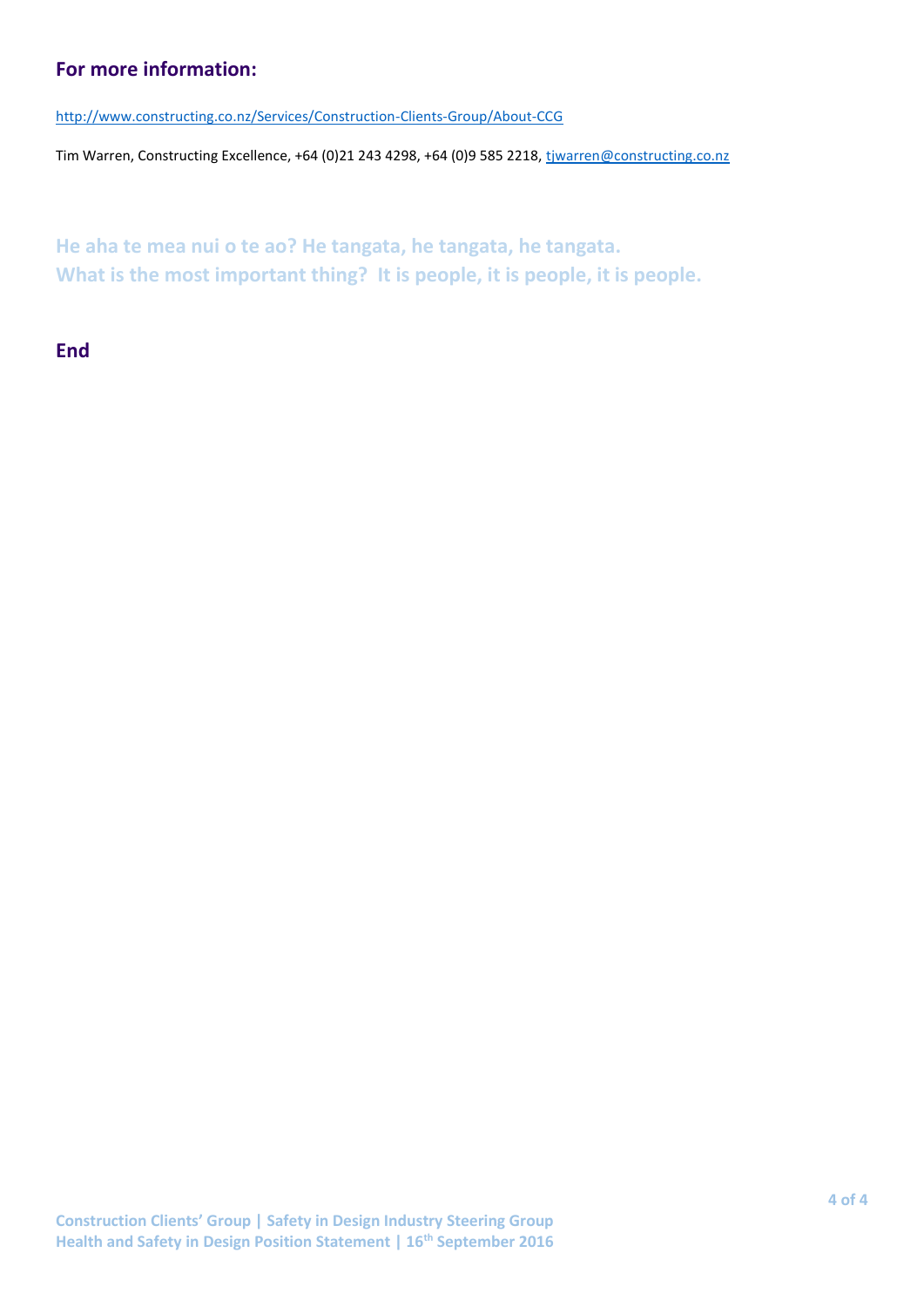## For more information:

http://www.constructing.co.nz/Services/Construction-Clients-Group/About-CCG

Tim Warren, Constructing Excellence, +64 (0)21 243 4298, +64 (0)9 585 2218, tjwarren@constructing.co.nz

**He aha te mea nui o te ao? He tangata, he tangata, he tangata.**
**What is the most important thing? It is people, it is people, it is people.**

## End